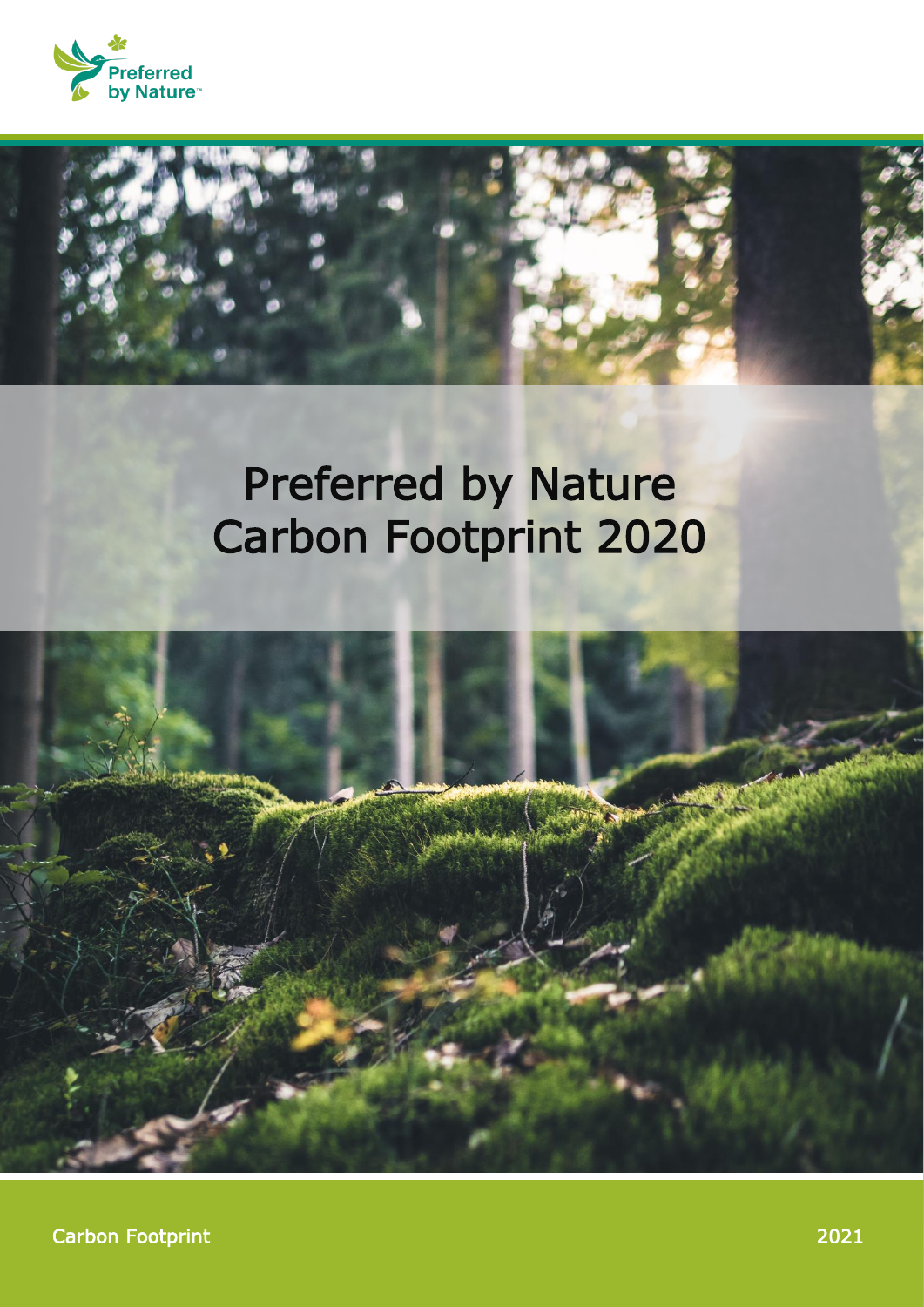Preferred by Nature

# Preferred by Nature Carbon Footprint 2020

Carbon Footprint

2021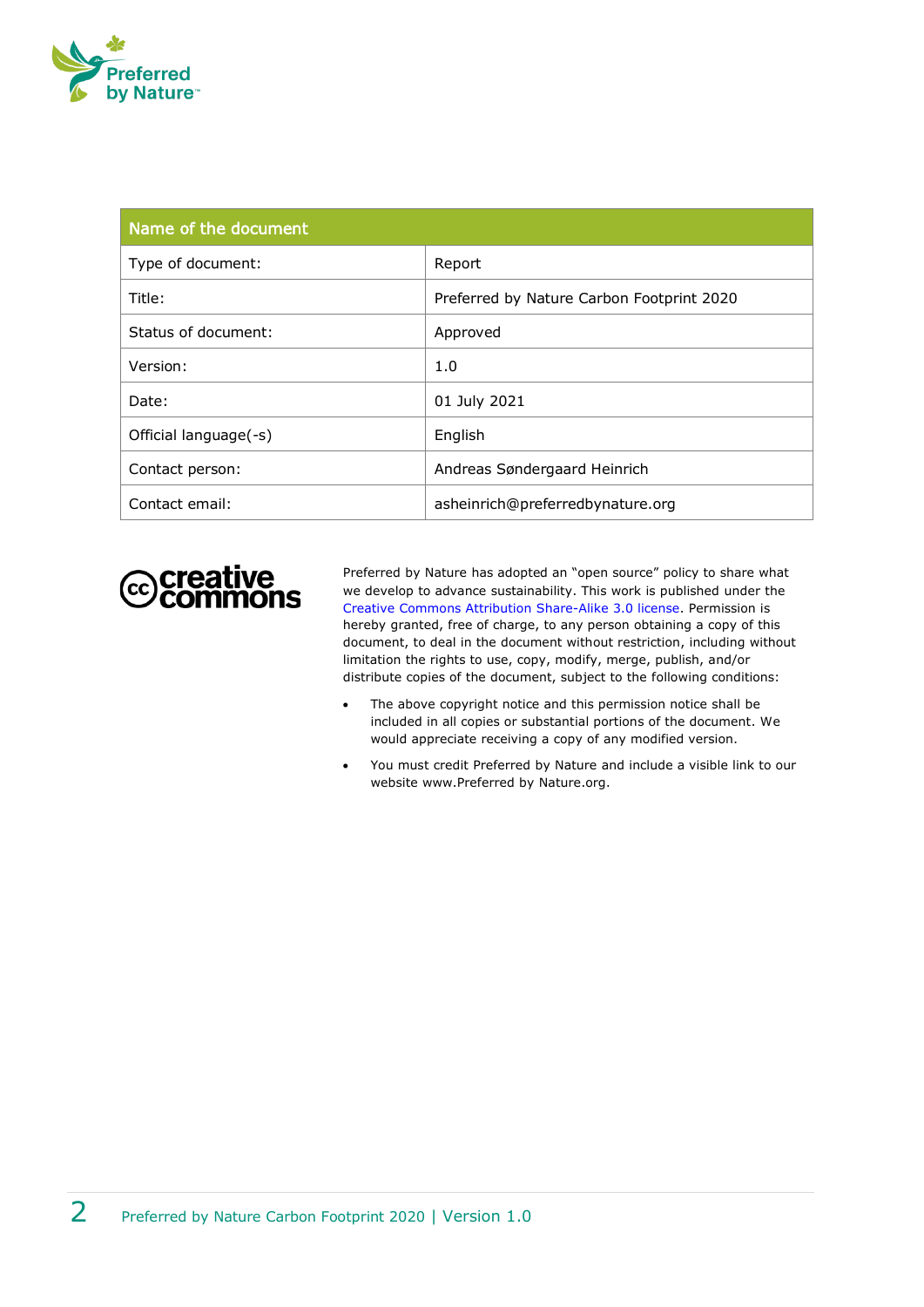| Name of the document | |
|---|---|
| Type of document: | Report |
| Title: | Preferred by Nature Carbon Footprint 2020 |
| Status of document: | Approved |
| Version: | 1.0 |
| Date: | 01 July 2021 |
| Official language(-s) | English |
| Contact person: | Andreas Søndergaard Heinrich |
| Contact email: | asheinrich@preferredbynature.org |

Preferred by Nature has adopted an "open source" policy to share what we develop to advance sustainability. This work is published under the Creative Commons Attribution Share-Alike 3.0 license. Permission is hereby granted, free of charge, to any person obtaining a copy of this document, to deal in the document without restriction, including without limitation the rights to use, copy, modify, merge, publish, and/or distribute copies of the document, subject to the following conditions:

- The above copyright notice and this permission notice shall be included in all copies or substantial portions of the document. We would appreciate receiving a copy of any modified version.
- You must credit Preferred by Nature and include a visible link to our website www.Preferred by Nature.org.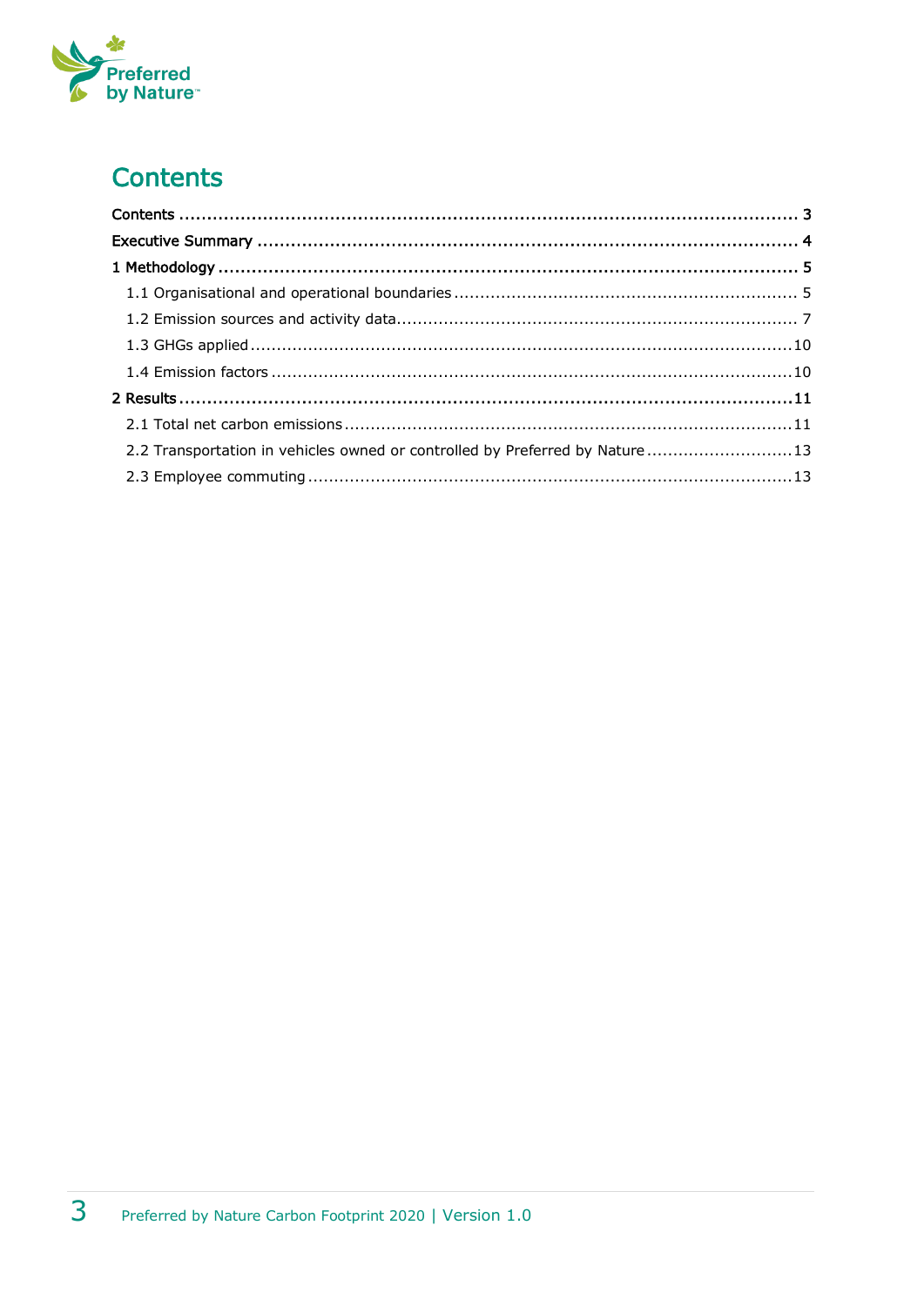# Contents

Contents ........................................................................................................ 3
Executive Summary ........................................................................................... 4
1 Methodology ................................................................................................. 5
  1.1 Organisational and operational boundaries ................................................. 5
  1.2 Emission sources and activity data............................................................. 7
  1.3 GHGs applied .......................................................................................... 10
  1.4 Emission factors ...................................................................................... 10
2 Results ........................................................................................................ 11
  2.1 Total net carbon emissions ....................................................................... 11
  2.2 Transportation in vehicles owned or controlled by Preferred by Nature ............ 13
  2.3 Employee commuting ................................................................................ 13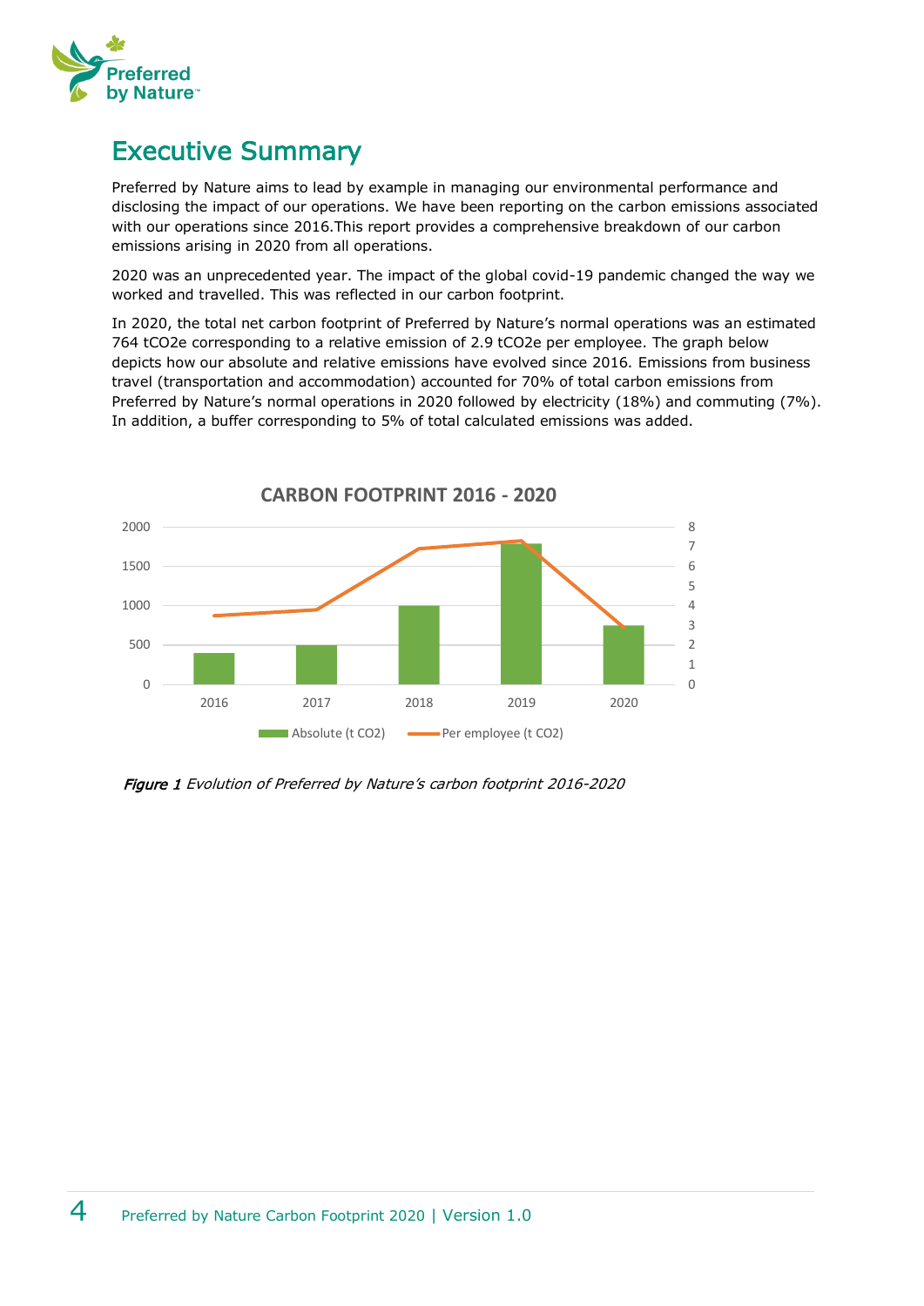# Executive Summary

Preferred by Nature aims to lead by example in managing our environmental performance and disclosing the impact of our operations. We have been reporting on the carbon emissions associated with our operations since 2016.This report provides a comprehensive breakdown of our carbon emissions arising in 2020 from all operations.

2020 was an unprecedented year. The impact of the global covid-19 pandemic changed the way we worked and travelled. This was reflected in our carbon footprint.

In 2020, the total net carbon footprint of Preferred by Nature's normal operations was an estimated 764 $tCO_2e$ corresponding to a relative emission of 2.9 $tCO_2e$ per employee. The graph below depicts how our absolute and relative emissions have evolved since 2016. Emissions from business travel (transportation and accommodation) accounted for 70% of total carbon emissions from Preferred by Nature's normal operations in 2020 followed by electricity (18%) and commuting (7%). In addition, a buffer corresponding to 5% of total calculated emissions was added.

*Figure 1 Evolution of Preferred by Nature's carbon footprint 2016-2020*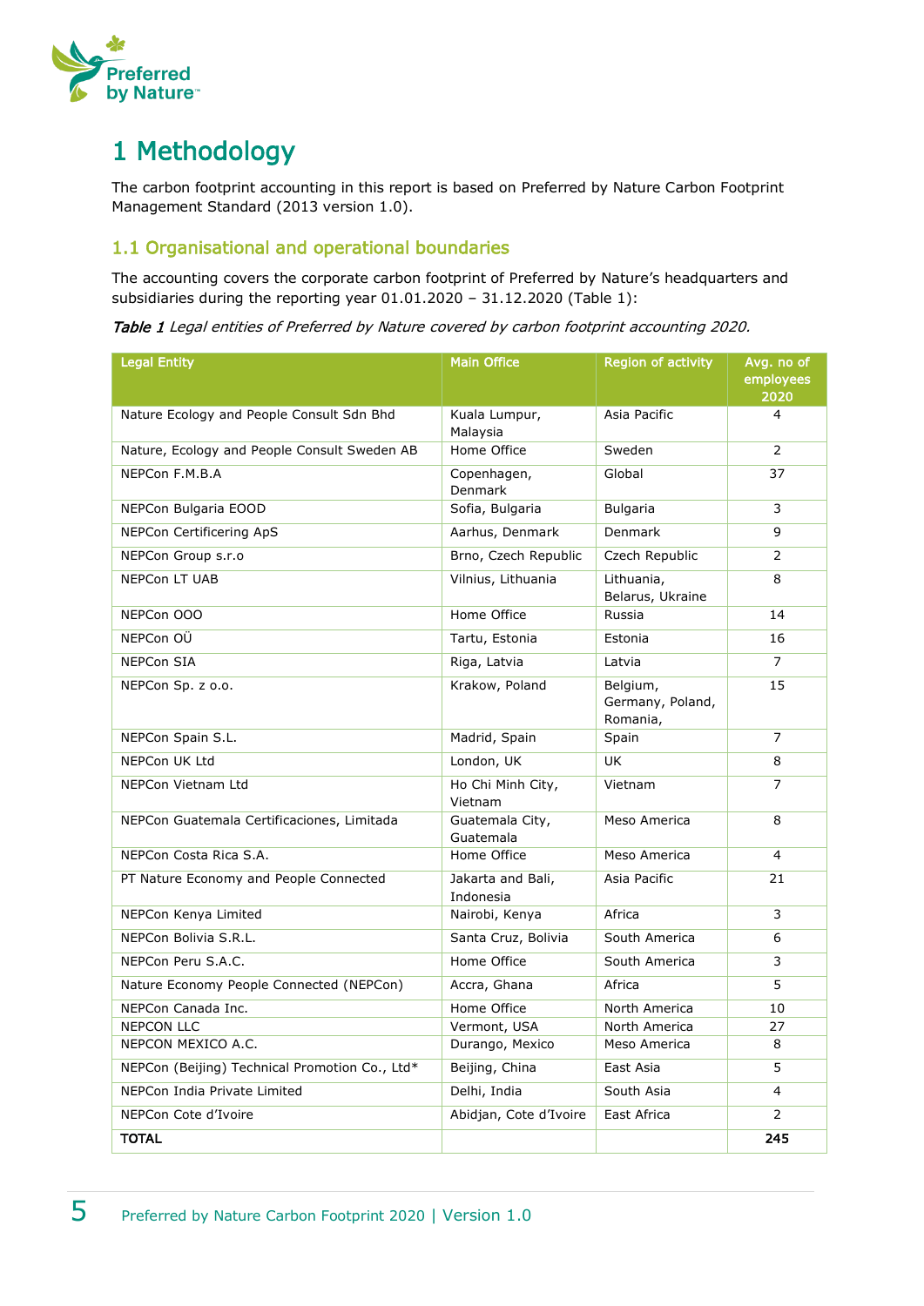# 1 Methodology

The carbon footprint accounting in this report is based on Preferred by Nature Carbon Footprint Management Standard (2013 version 1.0).

## 1.1 Organisational and operational boundaries

The accounting covers the corporate carbon footprint of Preferred by Nature's headquarters and subsidiaries during the reporting year 01.01.2020 – 31.12.2020 (Table 1):

*Table 1 Legal entities of Preferred by Nature covered by carbon footprint accounting 2020.*

| Legal Entity | Main Office | Region of activity | Avg. no of employees 2020 |
|---|---|---|---|
| Nature Ecology and People Consult Sdn Bhd | Kuala Lumpur, Malaysia | Asia Pacific | 4 |
| Nature, Ecology and People Consult Sweden AB | Home Office | Sweden | 2 |
| NEPCon F.M.B.A | Copenhagen, Denmark | Global | 37 |
| NEPCon Bulgaria EOOD | Sofia, Bulgaria | Bulgaria | 3 |
| NEPCon Certificering ApS | Aarhus, Denmark | Denmark | 9 |
| NEPCon Group s.r.o | Brno, Czech Republic | Czech Republic | 2 |
| NEPCon LT UAB | Vilnius, Lithuania | Lithuania, Belarus, Ukraine | 8 |
| NEPCon OOO | Home Office | Russia | 14 |
| NEPCon OÜ | Tartu, Estonia | Estonia | 16 |
| NEPCon SIA | Riga, Latvia | Latvia | 7 |
| NEPCon Sp. z o.o. | Krakow, Poland | Belgium, Germany, Poland, Romania, | 15 |
| NEPCon Spain S.L. | Madrid, Spain | Spain | 7 |
| NEPCon UK Ltd | London, UK | UK | 8 |
| NEPCon Vietnam Ltd | Ho Chi Minh City, Vietnam | Vietnam | 7 |
| NEPCon Guatemala Certificaciones, Limitada | Guatemala City, Guatemala | Meso America | 8 |
| NEPCon Costa Rica S.A. | Home Office | Meso America | 4 |
| PT Nature Economy and People Connected | Jakarta and Bali, Indonesia | Asia Pacific | 21 |
| NEPCon Kenya Limited | Nairobi, Kenya | Africa | 3 |
| NEPCon Bolivia S.R.L. | Santa Cruz, Bolivia | South America | 6 |
| NEPCon Peru S.A.C. | Home Office | South America | 3 |
| Nature Economy People Connected (NEPCon) | Accra, Ghana | Africa | 5 |
| NEPCon Canada Inc. | Home Office | North America | 10 |
| NEPCON LLC | Vermont, USA | North America | 27 |
| NEPCON MEXICO A.C. | Durango, Mexico | Meso America | 8 |
| NEPCon (Beijing) Technical Promotion Co., Ltd* | Beijing, China | East Asia | 5 |
| NEPCon India Private Limited | Delhi, India | South Asia | 4 |
| NEPCon Cote d'Ivoire | Abidjan, Cote d'Ivoire | East Africa | 2 |
| **TOTAL** | | | **245** |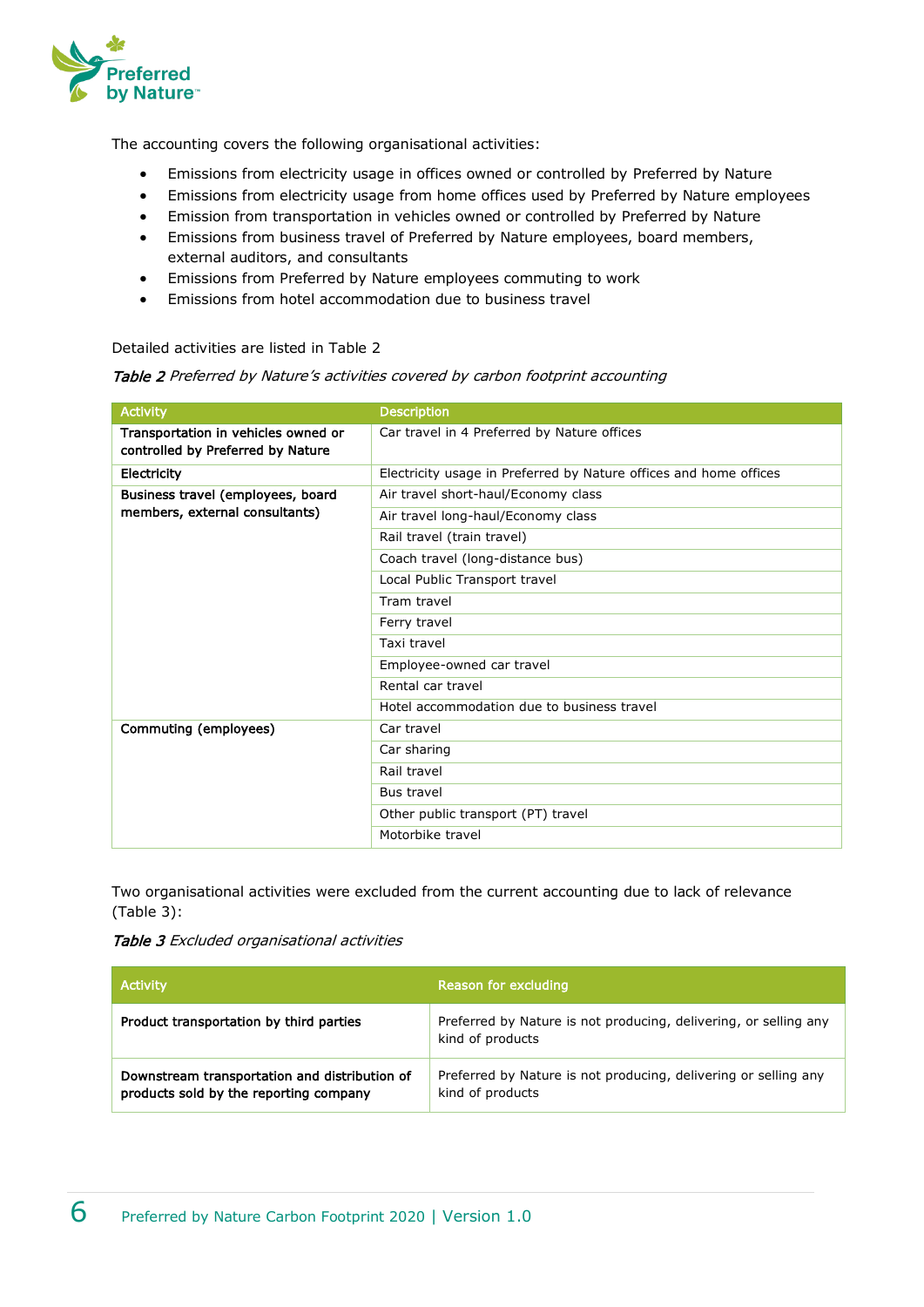The accounting covers the following organisational activities:

- Emissions from electricity usage in offices owned or controlled by Preferred by Nature
- Emissions from electricity usage from home offices used by Preferred by Nature employees
- Emission from transportation in vehicles owned or controlled by Preferred by Nature
- Emissions from business travel of Preferred by Nature employees, board members, external auditors, and consultants
- Emissions from Preferred by Nature employees commuting to work
- Emissions from hotel accommodation due to business travel

Detailed activities are listed in Table 2

*Table 2 Preferred by Nature's activities covered by carbon footprint accounting*

| Activity | Description |
|---|---|
| **Transportation in vehicles owned or controlled by Preferred by Nature** | Car travel in 4 Preferred by Nature offices |
| **Electricity** | Electricity usage in Preferred by Nature offices and home offices |
| **Business travel (employees, board members, external consultants)** | Air travel short-haul/Economy class |
| | Air travel long-haul/Economy class |
| | Rail travel (train travel) |
| | Coach travel (long-distance bus) |
| | Local Public Transport travel |
| | Tram travel |
| | Ferry travel |
| | Taxi travel |
| | Employee-owned car travel |
| | Rental car travel |
| | Hotel accommodation due to business travel |
| **Commuting (employees)** | Car travel |
| | Car sharing |
| | Rail travel |
| | Bus travel |
| | Other public transport (PT) travel |
| | Motorbike travel |

Two organisational activities were excluded from the current accounting due to lack of relevance (Table 3):

*Table 3 Excluded organisational activities*

| Activity | Reason for excluding |
|---|---|
| **Product transportation by third parties** | Preferred by Nature is not producing, delivering, or selling any kind of products |
| **Downstream transportation and distribution of products sold by the reporting company** | Preferred by Nature is not producing, delivering or selling any kind of products |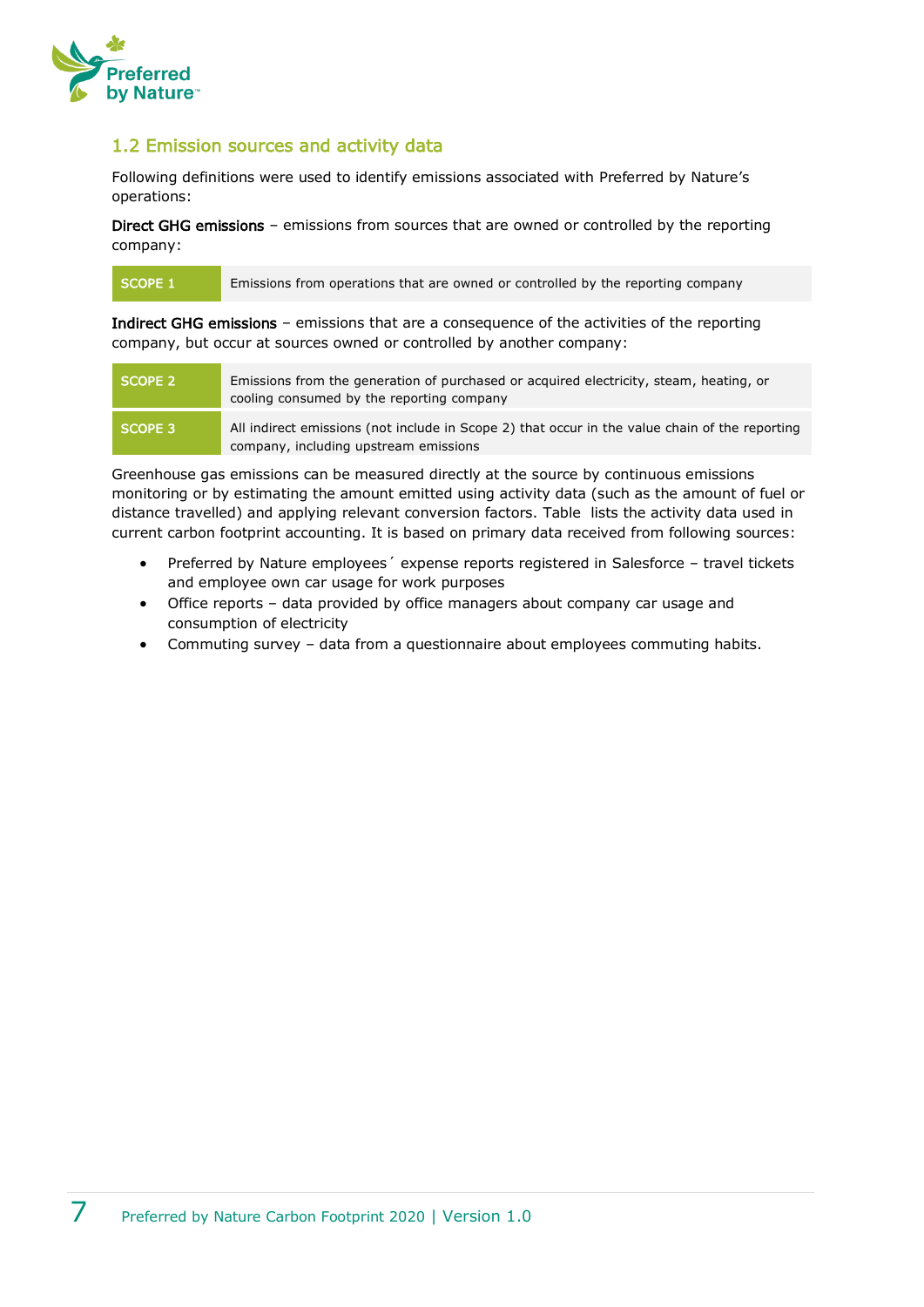## 1.2 Emission sources and activity data

Following definitions were used to identify emissions associated with Preferred by Nature's operations:

**Direct GHG emissions** – emissions from sources that are owned or controlled by the reporting company:

| | |
|---|---|
| **SCOPE 1** | Emissions from operations that are owned or controlled by the reporting company |

**Indirect GHG emissions** – emissions that are a consequence of the activities of the reporting company, but occur at sources owned or controlled by another company:

| | |
|---|---|
| **SCOPE 2** | Emissions from the generation of purchased or acquired electricity, steam, heating, or cooling consumed by the reporting company |
| **SCOPE 3** | All indirect emissions (not include in Scope 2) that occur in the value chain of the reporting company, including upstream emissions |

Greenhouse gas emissions can be measured directly at the source by continuous emissions monitoring or by estimating the amount emitted using activity data (such as the amount of fuel or distance travelled) and applying relevant conversion factors. Table  lists the activity data used in current carbon footprint accounting. It is based on primary data received from following sources:

- Preferred by Nature employees´ expense reports registered in Salesforce – travel tickets and employee own car usage for work purposes
- Office reports – data provided by office managers about company car usage and consumption of electricity
- Commuting survey – data from a questionnaire about employees commuting habits.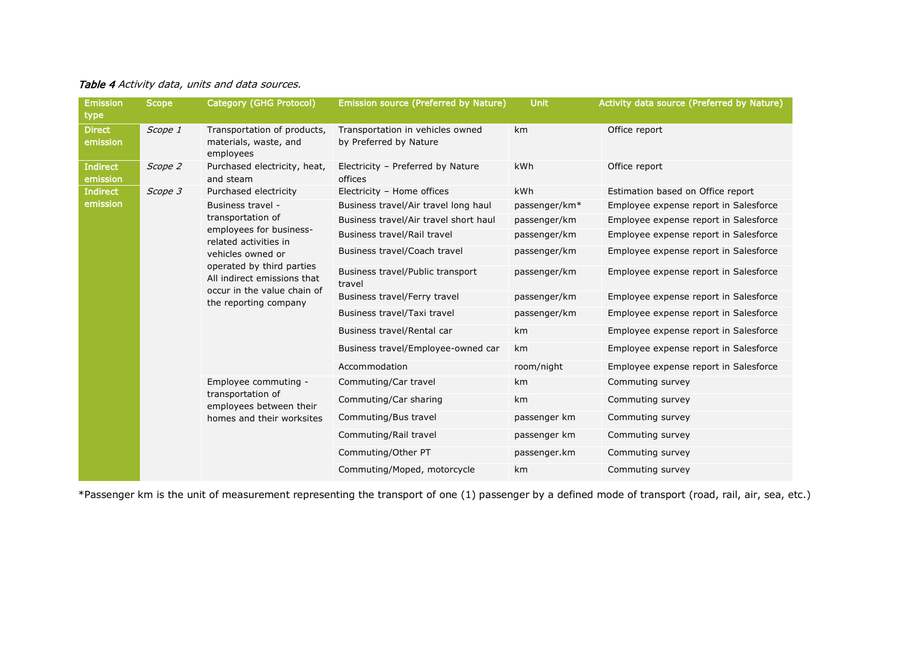*Table 4 Activity data, units and data sources.*

| Emission type | Scope | Category (GHG Protocol) | Emission source (Preferred by Nature) | Unit | Activity data source (Preferred by Nature) |
|---|---|---|---|---|---|
| Direct emission | *Scope 1* | Transportation of products, materials, waste, and employees | Transportation in vehicles owned by Preferred by Nature | km | Office report |
| Indirect emission | *Scope 2* | Purchased electricity, heat, and steam | Electricity – Preferred by Nature offices | kWh | Office report |
| Indirect emission | *Scope 3* | Purchased electricity | Electricity – Home offices | kWh | Estimation based on Office report |
| | | Business travel - transportation of employees for business-related activities in vehicles owned or operated by third parties All indirect emissions that occur in the value chain of the reporting company | Business travel/Air travel long haul | passenger/km* | Employee expense report in Salesforce |
| | | | Business travel/Air travel short haul | passenger/km | Employee expense report in Salesforce |
| | | | Business travel/Rail travel | passenger/km | Employee expense report in Salesforce |
| | | | Business travel/Coach travel | passenger/km | Employee expense report in Salesforce |
| | | | Business travel/Public transport travel | passenger/km | Employee expense report in Salesforce |
| | | | Business travel/Ferry travel | passenger/km | Employee expense report in Salesforce |
| | | | Business travel/Taxi travel | passenger/km | Employee expense report in Salesforce |
| | | | Business travel/Rental car | km | Employee expense report in Salesforce |
| | | | Business travel/Employee-owned car | km | Employee expense report in Salesforce |
| | | | Accommodation | room/night | Employee expense report in Salesforce |
| | | Employee commuting - transportation of employees between their homes and their worksites | Commuting/Car travel | km | Commuting survey |
| | | | Commuting/Car sharing | km | Commuting survey |
| | | | Commuting/Bus travel | passenger km | Commuting survey |
| | | | Commuting/Rail travel | passenger km | Commuting survey |
| | | | Commuting/Other PT | passenger.km | Commuting survey |
| | | | Commuting/Moped, motorcycle | km | Commuting survey |

*Passenger km is the unit of measurement representing the transport of one (1) passenger by a defined mode of transport (road, rail, air, sea, etc.)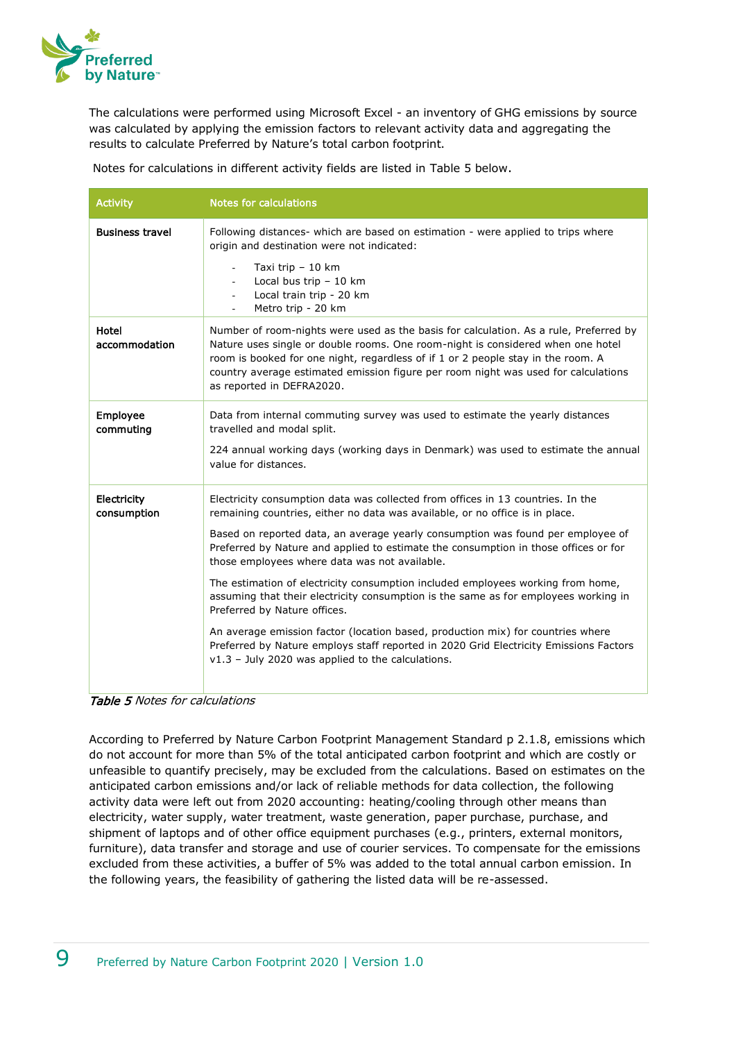The calculations were performed using Microsoft Excel - an inventory of GHG emissions by source was calculated by applying the emission factors to relevant activity data and aggregating the results to calculate Preferred by Nature's total carbon footprint.

Notes for calculations in different activity fields are listed in Table 5 below.

| Activity | Notes for calculations |
|---|---|
| **Business travel** | Following distances- which are based on estimation - were applied to trips where origin and destination were not indicated:<br>- Taxi trip – 10 km<br>- Local bus trip – 10 km<br>- Local train trip - 20 km<br>- Metro trip - 20 km |
| **Hotel accommodation** | Number of room-nights were used as the basis for calculation. As a rule, Preferred by Nature uses single or double rooms. One room-night is considered when one hotel room is booked for one night, regardless of if 1 or 2 people stay in the room. A country average estimated emission figure per room night was used for calculations as reported in DEFRA2020. |
| **Employee commuting** | Data from internal commuting survey was used to estimate the yearly distances travelled and modal split.<br>224 annual working days (working days in Denmark) was used to estimate the annual value for distances. |
| **Electricity consumption** | Electricity consumption data was collected from offices in 13 countries. In the remaining countries, either no data was available, or no office is in place.<br>Based on reported data, an average yearly consumption was found per employee of Preferred by Nature and applied to estimate the consumption in those offices or for those employees where data was not available.<br>The estimation of electricity consumption included employees working from home, assuming that their electricity consumption is the same as for employees working in Preferred by Nature offices.<br>An average emission factor (location based, production mix) for countries where Preferred by Nature employs staff reported in 2020 Grid Electricity Emissions Factors v1.3 – July 2020 was applied to the calculations. |

*Table 5 Notes for calculations*

According to Preferred by Nature Carbon Footprint Management Standard p 2.1.8, emissions which do not account for more than 5% of the total anticipated carbon footprint and which are costly or unfeasible to quantify precisely, may be excluded from the calculations. Based on estimates on the anticipated carbon emissions and/or lack of reliable methods for data collection, the following activity data were left out from 2020 accounting: heating/cooling through other means than electricity, water supply, water treatment, waste generation, paper purchase, purchase, and shipment of laptops and of other office equipment purchases (e.g., printers, external monitors, furniture), data transfer and storage and use of courier services. To compensate for the emissions excluded from these activities, a buffer of 5% was added to the total annual carbon emission. In the following years, the feasibility of gathering the listed data will be re-assessed.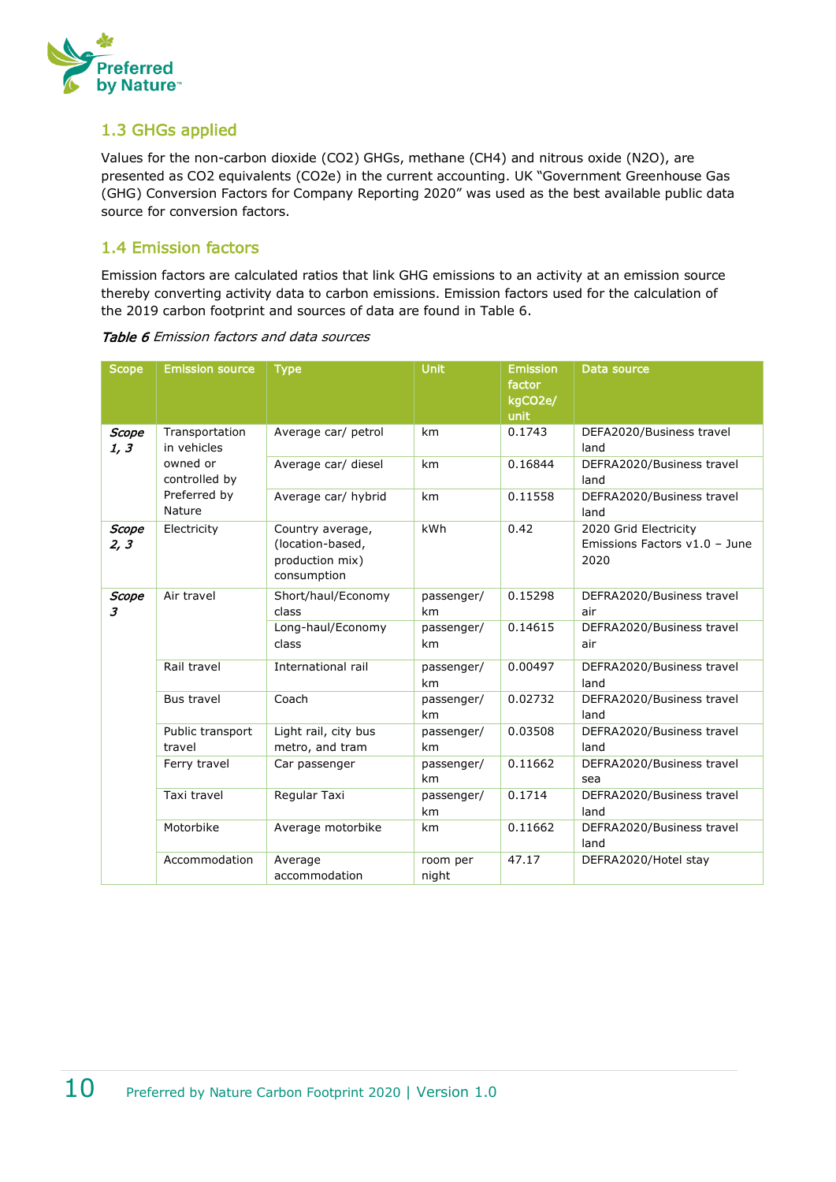## 1.3 GHGs applied

Values for the non-carbon dioxide ($CO_2$) GHGs, methane ($CH_4$) and nitrous oxide ($N_2O$), are presented as $CO_2$ equivalents ($CO_2e$) in the current accounting. UK "Government Greenhouse Gas (GHG) Conversion Factors for Company Reporting 2020" was used as the best available public data source for conversion factors.

## 1.4 Emission factors

Emission factors are calculated ratios that link GHG emissions to an activity at an emission source thereby converting activity data to carbon emissions. Emission factors used for the calculation of the 2019 carbon footprint and sources of data are found in Table 6.

*Table 6 Emission factors and data sources*

| Scope | Emission source | Type | Unit | Emission factor kgCO2e/ unit | Data source |
|---|---|---|---|---|---|
| *Scope 1, 3* | Transportation in vehicles owned or controlled by Preferred by Nature | Average car/ petrol | km | 0.1743 | DEFA2020/Business travel land |
| | | Average car/ diesel | km | 0.16844 | DEFRA2020/Business travel land |
| | | Average car/ hybrid | km | 0.11558 | DEFRA2020/Business travel land |
| *Scope 2, 3* | Electricity | Country average, (location-based, production mix) consumption | kWh | 0.42 | 2020 Grid Electricity Emissions Factors v1.0 – June 2020 |
| *Scope 3* | Air travel | Short/haul/Economy class | passenger/ km | 0.15298 | DEFRA2020/Business travel air |
| | | Long-haul/Economy class | passenger/ km | 0.14615 | DEFRA2020/Business travel air |
| | Rail travel | International rail | passenger/ km | 0.00497 | DEFRA2020/Business travel land |
| | Bus travel | Coach | passenger/ km | 0.02732 | DEFRA2020/Business travel land |
| | Public transport travel | Light rail, city bus metro, and tram | passenger/ km | 0.03508 | DEFRA2020/Business travel land |
| | Ferry travel | Car passenger | passenger/ km | 0.11662 | DEFRA2020/Business travel sea |
| | Taxi travel | Regular Taxi | passenger/ km | 0.1714 | DEFRA2020/Business travel land |
| | Motorbike | Average motorbike | km | 0.11662 | DEFRA2020/Business travel land |
| | Accommodation | Average accommodation | room per night | 47.17 | DEFRA2020/Hotel stay |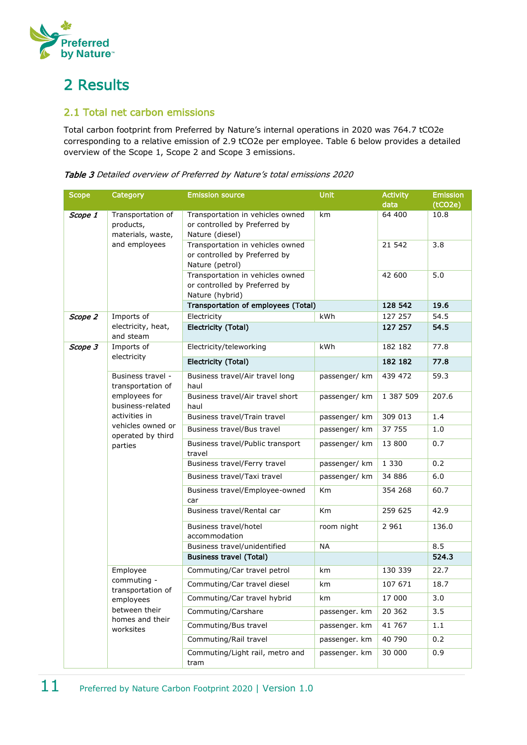# 2 Results

## 2.1 Total net carbon emissions

Total carbon footprint from Preferred by Nature's internal operations in 2020 was 764.7 tCO2e corresponding to a relative emission of 2.9 tCO2e per employee. Table 6 below provides a detailed overview of the Scope 1, Scope 2 and Scope 3 emissions.

*Table 3 Detailed overview of Preferred by Nature's total emissions 2020*

| Scope | Category | Emission source | Unit | Activity data | Emission (tCO2e) |
|---|---|---|---|---|---|
| ***Scope 1*** | Transportation of products, materials, waste, and employees | Transportation in vehicles owned or controlled by Preferred by Nature (diesel) | km | 64 400 | 10.8 |
| | | Transportation in vehicles owned or controlled by Preferred by Nature (petrol) | | 21 542 | 3.8 |
| | | Transportation in vehicles owned or controlled by Preferred by Nature (hybrid) | | 42 600 | 5.0 |
| | | **Transportation of employees (Total)** | | **128 542** | **19.6** |
| ***Scope 2*** | Imports of electricity, heat, and steam | Electricity | kWh | 127 257 | 54.5 |
| | | **Electricity (Total)** | | **127 257** | **54.5** |
| ***Scope 3*** | Imports of electricity | Electricity/teleworking | kWh | 182 182 | 77.8 |
| | | **Electricity (Total)** | | **182 182** | **77.8** |
| | Business travel - transportation of employees for business-related activities in vehicles owned or operated by third parties | Business travel/Air travel long haul | passenger/ km | 439 472 | 59.3 |
| | | Business travel/Air travel short haul | passenger/ km | 1 387 509 | 207.6 |
| | | Business travel/Train travel | passenger/ km | 309 013 | 1.4 |
| | | Business travel/Bus travel | passenger/ km | 37 755 | 1.0 |
| | | Business travel/Public transport travel | passenger/ km | 13 800 | 0.7 |
| | | Business travel/Ferry travel | passenger/ km | 1 330 | 0.2 |
| | | Business travel/Taxi travel | passenger/ km | 34 886 | 6.0 |
| | | Business travel/Employee-owned car | Km | 354 268 | 60.7 |
| | | Business travel/Rental car | Km | 259 625 | 42.9 |
| | | Business travel/hotel accommodation | room night | 2 961 | 136.0 |
| | | Business travel/unidentified | NA | | 8.5 |
| | | **Business travel (Total)** | | | **524.3** |
| | Employee commuting - transportation of employees between their homes and their worksites | Commuting/Car travel petrol | km | 130 339 | 22.7 |
| | | Commuting/Car travel diesel | km | 107 671 | 18.7 |
| | | Commuting/Car travel hybrid | km | 17 000 | 3.0 |
| | | Commuting/Carshare | passenger. km | 20 362 | 3.5 |
| | | Commuting/Bus travel | passenger. km | 41 767 | 1.1 |
| | | Commuting/Rail travel | passenger. km | 40 790 | 0.2 |
| | | Commuting/Light rail, metro and tram | passenger. km | 30 000 | 0.9 |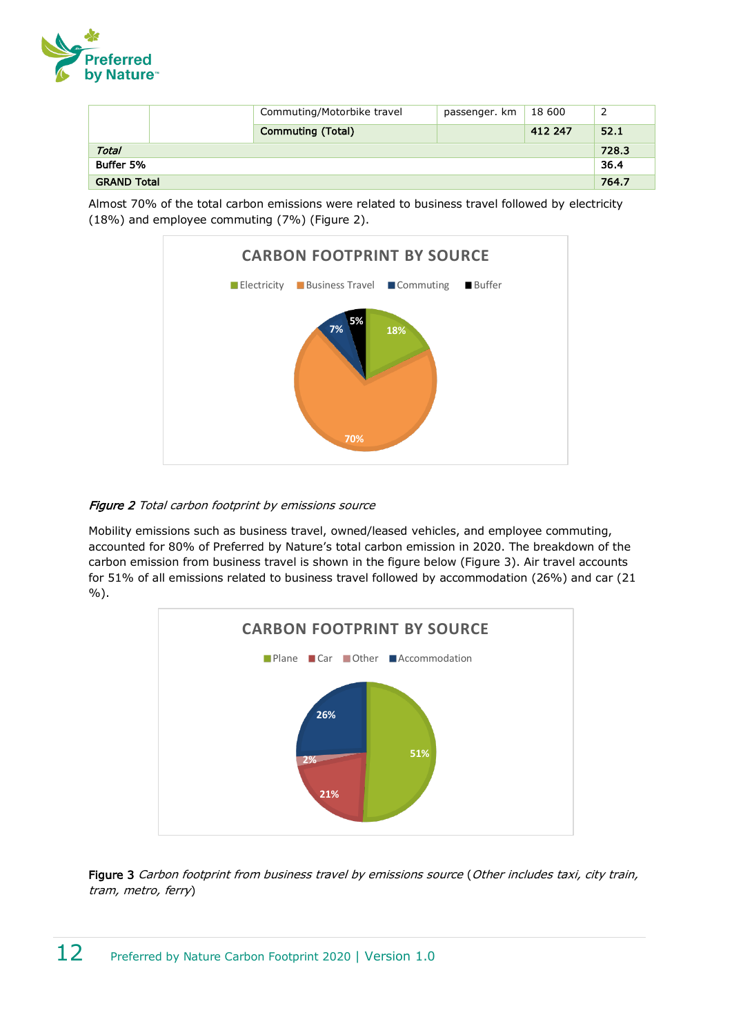| | | | | | |
|---|---|---|---|---|---|
| | | Commuting/Motorbike travel | passenger. km | 18 600 | 2 |
| | | **Commuting (Total)** | | **412 247** | **52.1** |
| ***Total*** | | | | | **728.3** |
| **Buffer 5%** | | | | | **36.4** |
| **GRAND Total** | | | | | **764.7** |

Almost 70% of the total carbon emissions were related to business travel followed by electricity (18%) and employee commuting (7%) (Figure 2).

***Figure 2*** *Total carbon footprint by emissions source*

Mobility emissions such as business travel, owned/leased vehicles, and employee commuting, accounted for 80% of Preferred by Nature's total carbon emission in 2020. The breakdown of the carbon emission from business travel is shown in the figure below (Figure 3). Air travel accounts for 51% of all emissions related to business travel followed by accommodation (26%) and car (21 %).

**Figure 3** *Carbon footprint from business travel by emissions source* (*Other includes taxi, city train, tram, metro, ferry*)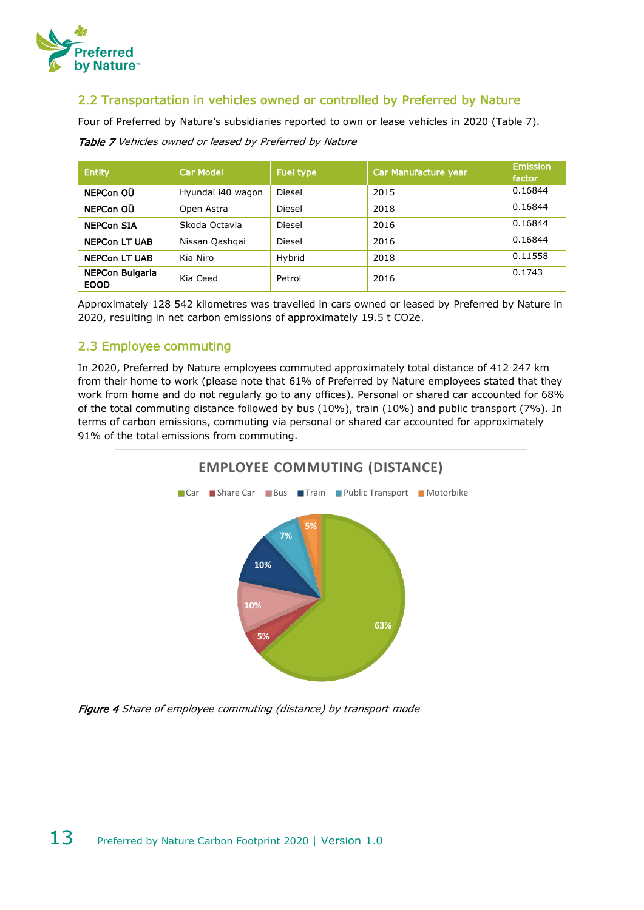## 2.2 Transportation in vehicles owned or controlled by Preferred by Nature

Four of Preferred by Nature's subsidiaries reported to own or lease vehicles in 2020 (Table 7).

*Table 7 Vehicles owned or leased by Preferred by Nature*

| Entity | Car Model | Fuel type | Car Manufacture year | Emission factor |
|---|---|---|---|---|
| **NEPCon OÜ** | Hyundai i40 wagon | Diesel | 2015 | 0.16844 |
| **NEPCon OÜ** | Open Astra | Diesel | 2018 | 0.16844 |
| **NEPCon SIA** | Skoda Octavia | Diesel | 2016 | 0.16844 |
| **NEPCon LT UAB** | Nissan Qashqai | Diesel | 2016 | 0.16844 |
| **NEPCon LT UAB** | Kia Niro | Hybrid | 2018 | 0.11558 |
| **NEPCon Bulgaria EOOD** | Kia Ceed | Petrol | 2016 | 0.1743 |

Approximately 128 542 kilometres was travelled in cars owned or leased by Preferred by Nature in 2020, resulting in net carbon emissions of approximately 19.5 t CO2e.

## 2.3 Employee commuting

In 2020, Preferred by Nature employees commuted approximately total distance of 412 247 km from their home to work (please note that 61% of Preferred by Nature employees stated that they work from home and do not regularly go to any offices). Personal or shared car accounted for 68% of the total commuting distance followed by bus (10%), train (10%) and public transport (7%). In terms of carbon emissions, commuting via personal or shared car accounted for approximately 91% of the total emissions from commuting.

EMPLOYEE COMMUTING (DISTANCE)

Car
Share Car
Bus
Train
Public Transport
Motorbike

63%
5%
10%
10%
7%
5%

*Figure 4 Share of employee commuting (distance) by transport mode*